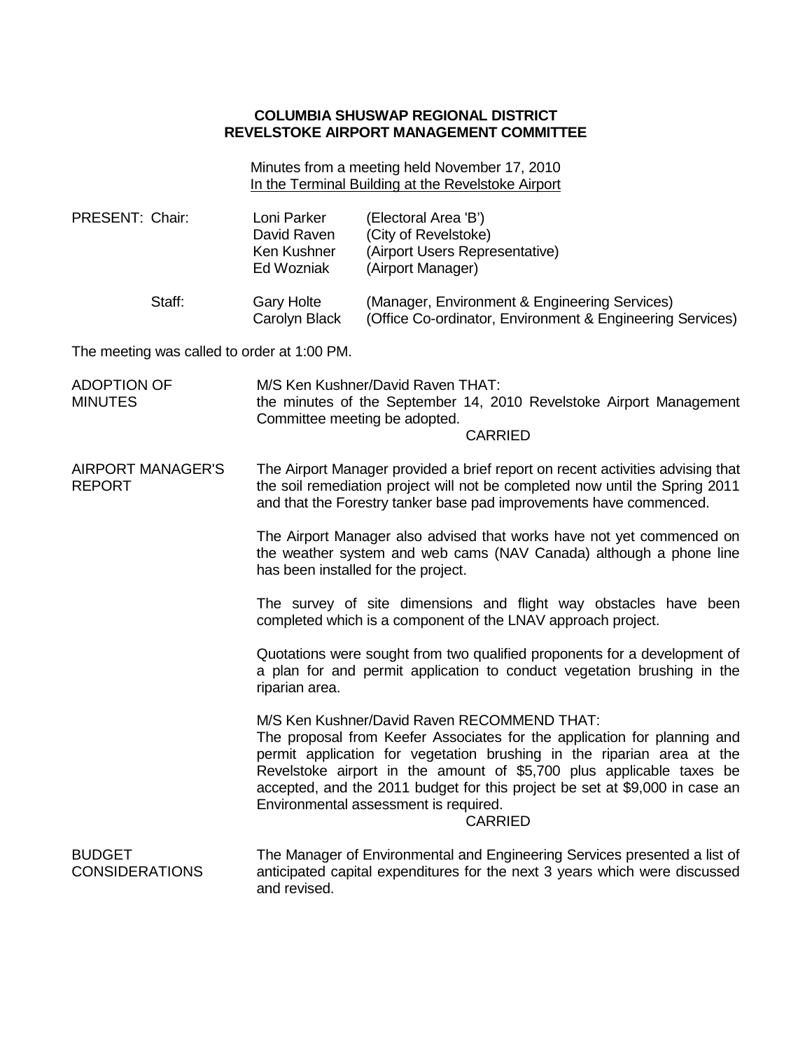**COLUMBIA SHUSWAP REGIONAL DISTRICT**
**REVELSTOKE AIRPORT MANAGEMENT COMMITTEE**

Minutes from a meeting held November 17, 2010
In the Terminal Building at the Revelstoke Airport

| PRESENT: Chair: | Loni Parker | (Electoral Area 'B') |
|---|---|---|
| | David Raven | (City of Revelstoke) |
| | Ken Kushner | (Airport Users Representative) |
| | Ed Wozniak | (Airport Manager) |
| Staff: | Gary Holte | (Manager, Environment & Engineering Services) |
| | Carolyn Black | (Office Co-ordinator, Environment & Engineering Services) |

The meeting was called to order at 1:00 PM.

**ADOPTION OF MINUTES**

M/S Ken Kushner/David Raven THAT:
the minutes of the September 14, 2010 Revelstoke Airport Management Committee meeting be adopted.

CARRIED

**AIRPORT MANAGER'S REPORT**

The Airport Manager provided a brief report on recent activities advising that the soil remediation project will not be completed now until the Spring 2011 and that the Forestry tanker base pad improvements have commenced.

The Airport Manager also advised that works have not yet commenced on the weather system and web cams (NAV Canada) although a phone line has been installed for the project.

The survey of site dimensions and flight way obstacles have been completed which is a component of the LNAV approach project.

Quotations were sought from two qualified proponents for a development of a plan for and permit application to conduct vegetation brushing in the riparian area.

M/S Ken Kushner/David Raven RECOMMEND THAT:
The proposal from Keefer Associates for the application for planning and permit application for vegetation brushing in the riparian area at the Revelstoke airport in the amount of $5,700 plus applicable taxes be accepted, and the 2011 budget for this project be set at $9,000 in case an Environmental assessment is required.

CARRIED

**BUDGET CONSIDERATIONS**

The Manager of Environmental and Engineering Services presented a list of anticipated capital expenditures for the next 3 years which were discussed and revised.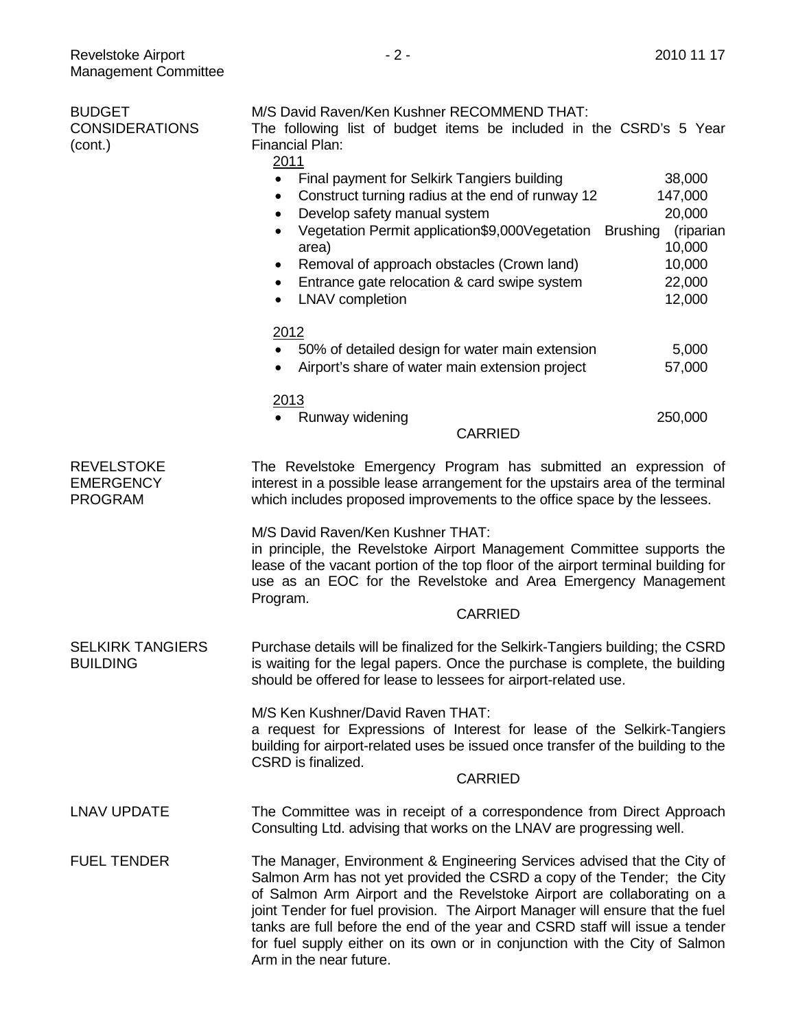**BUDGET CONSIDERATIONS (cont.)**

M/S David Raven/Ken Kushner RECOMMEND THAT:
The following list of budget items be included in the CSRD's 5 Year Financial Plan:

2011

- Final payment for Selkirk Tangiers building 38,000
- Construct turning radius at the end of runway 12 147,000
- Develop safety manual system 20,000
- Vegetation Permit application$9,000Vegetation Brushing (riparian area) 10,000
- Removal of approach obstacles (Crown land) 10,000
- Entrance gate relocation & card swipe system 22,000
- LNAV completion 12,000

2012

- 50% of detailed design for water main extension 5,000
- Airport's share of water main extension project 57,000

2013

- Runway widening 250,000

CARRIED

**REVELSTOKE EMERGENCY PROGRAM**

The Revelstoke Emergency Program has submitted an expression of interest in a possible lease arrangement for the upstairs area of the terminal which includes proposed improvements to the office space by the lessees.

M/S David Raven/Ken Kushner THAT:
in principle, the Revelstoke Airport Management Committee supports the lease of the vacant portion of the top floor of the airport terminal building for use as an EOC for the Revelstoke and Area Emergency Management Program.

CARRIED

**SELKIRK TANGIERS BUILDING**

Purchase details will be finalized for the Selkirk-Tangiers building; the CSRD is waiting for the legal papers. Once the purchase is complete, the building should be offered for lease to lessees for airport-related use.

M/S Ken Kushner/David Raven THAT:
a request for Expressions of Interest for lease of the Selkirk-Tangiers building for airport-related uses be issued once transfer of the building to the CSRD is finalized.

CARRIED

**LNAV UPDATE**

The Committee was in receipt of a correspondence from Direct Approach Consulting Ltd. advising that works on the LNAV are progressing well.

**FUEL TENDER**

The Manager, Environment & Engineering Services advised that the City of Salmon Arm has not yet provided the CSRD a copy of the Tender; the City of Salmon Arm Airport and the Revelstoke Airport are collaborating on a joint Tender for fuel provision. The Airport Manager will ensure that the fuel tanks are full before the end of the year and CSRD staff will issue a tender for fuel supply either on its own or in conjunction with the City of Salmon Arm in the near future.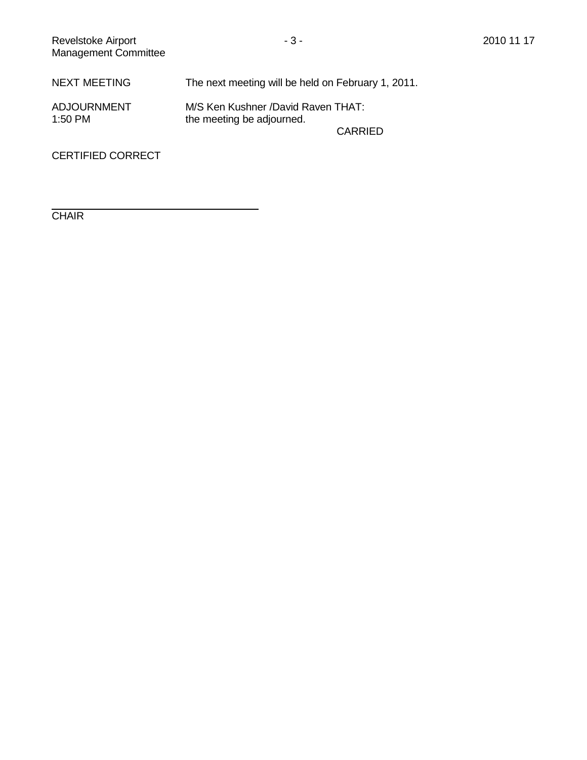NEXT MEETING

The next meeting will be held on February 1, 2011.

ADJOURNMENT 1:50 PM

M/S Ken Kushner /David Raven THAT:
the meeting be adjourned.

CARRIED

CERTIFIED CORRECT

\_\_\_\_\_\_\_\_\_\_\_\_\_\_\_\_\_\_\_\_\_\_\_\_\_\_\_\_\_\_\_\_\_\_\_\_\_\_\_\_

CHAIR